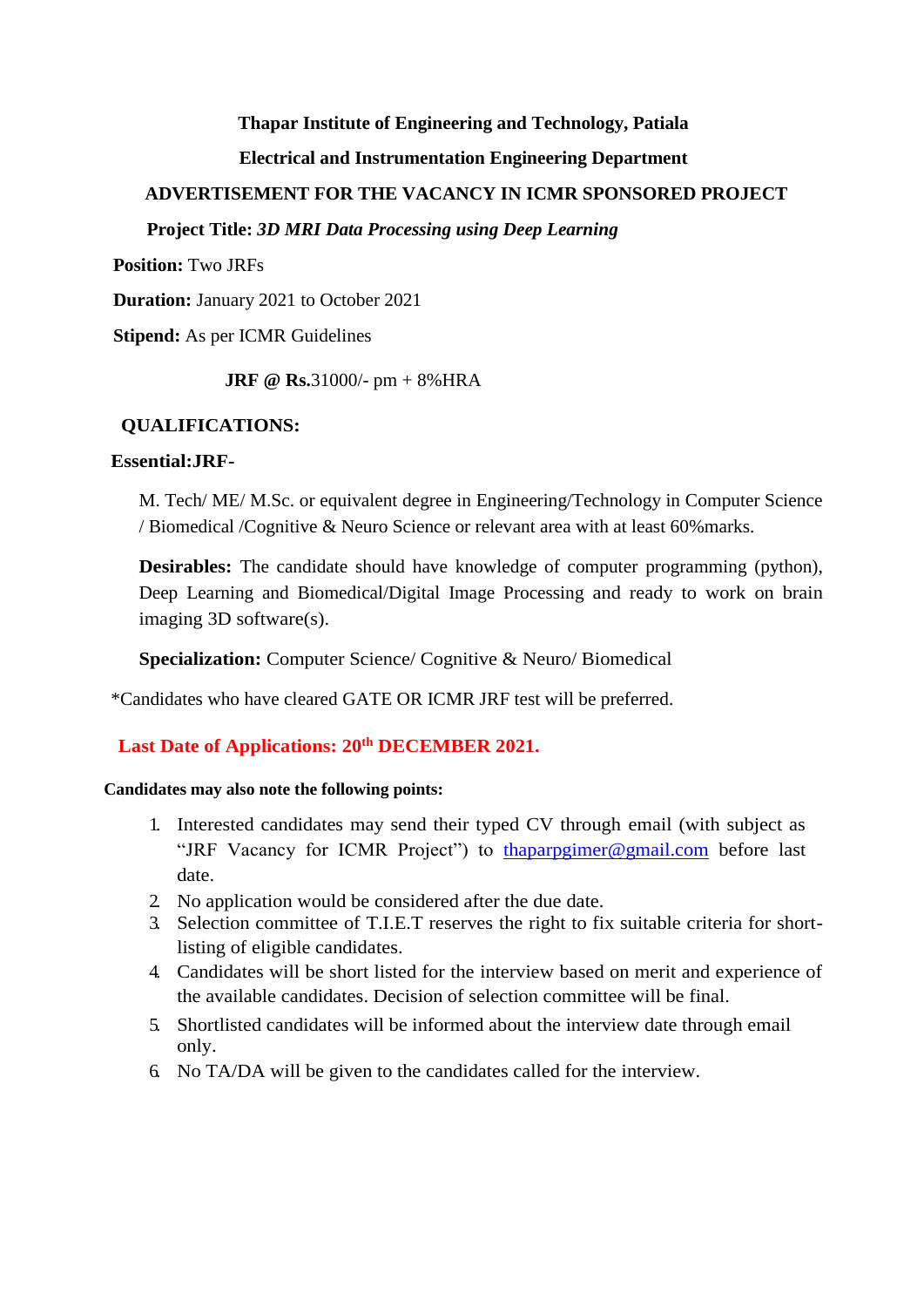**Thapar Institute of Engineering and Technology, Patiala**

**Electrical and Instrumentation Engineering Department**

**ADVERTISEMENT FOR THE VACANCY IN ICMR SPONSORED PROJECT**

**Project Title:** ***3D MRI Data Processing using Deep Learning***

**Position:** Two JRFs

**Duration:** January 2021 to October 2021

**Stipend:** As per ICMR Guidelines

**JRF @ Rs.**31000/- pm + 8%HRA

**QUALIFICATIONS:**

**Essential:JRF-**

M. Tech/ ME/ M.Sc. or equivalent degree in Engineering/Technology in Computer Science / Biomedical /Cognitive & Neuro Science or relevant area with at least 60%marks.

**Desirables:** The candidate should have knowledge of computer programming (python), Deep Learning and Biomedical/Digital Image Processing and ready to work on brain imaging 3D software(s).

**Specialization:** Computer Science/ Cognitive & Neuro/ Biomedical

*Candidates who have cleared GATE OR ICMR JRF test will be preferred.

**Last Date of Applications: 20th DECEMBER 2021.**

**Candidates may also note the following points:**

1. Interested candidates may send their typed CV through email (with subject as "JRF Vacancy for ICMR Project") to thaparpgimer@gmail.com before last date.
2. No application would be considered after the due date.
3. Selection committee of T.I.E.T reserves the right to fix suitable criteria for short-listing of eligible candidates.
4. Candidates will be short listed for the interview based on merit and experience of the available candidates. Decision of selection committee will be final.
5. Shortlisted candidates will be informed about the interview date through email only.
6. No TA/DA will be given to the candidates called for the interview.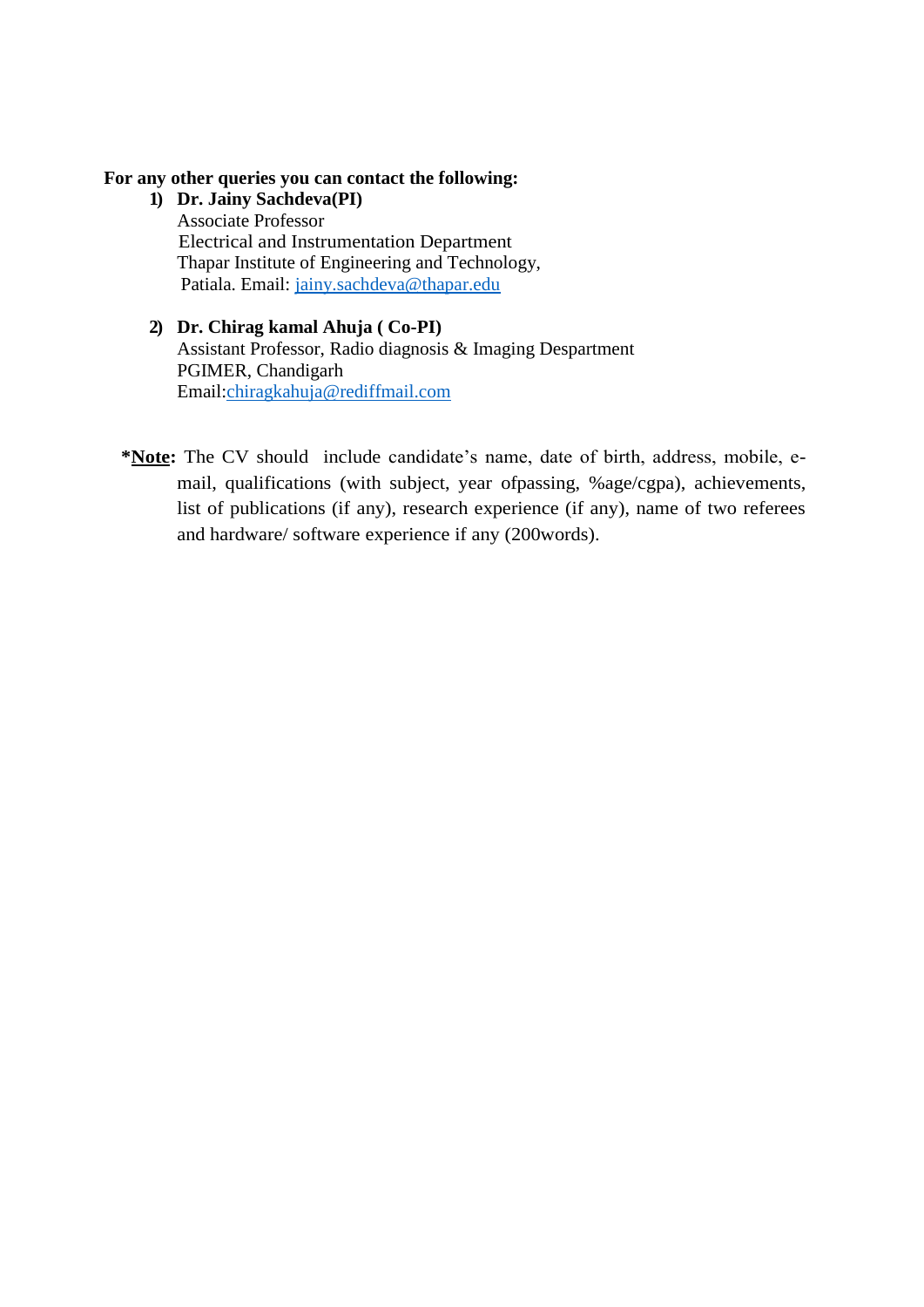**For any other queries you can contact the following:**

1) **Dr. Jainy Sachdeva(PI)**
   Associate Professor
   Electrical and Instrumentation Department
   Thapar Institute of Engineering and Technology,
   Patiala. Email: jainy.sachdeva@thapar.edu

2) **Dr. Chirag kamal Ahuja ( Co-PI)**
   Assistant Professor, Radio diagnosis & Imaging Despartment
   PGIMER, Chandigarh
   Email:chiragkahuja@rediffmail.com

***Note:** The CV should include candidate's name, date of birth, address, mobile, e-mail, qualifications (with subject, year ofpassing, %age/cgpa), achievements, list of publications (if any), research experience (if any), name of two referees and hardware/ software experience if any (200words).